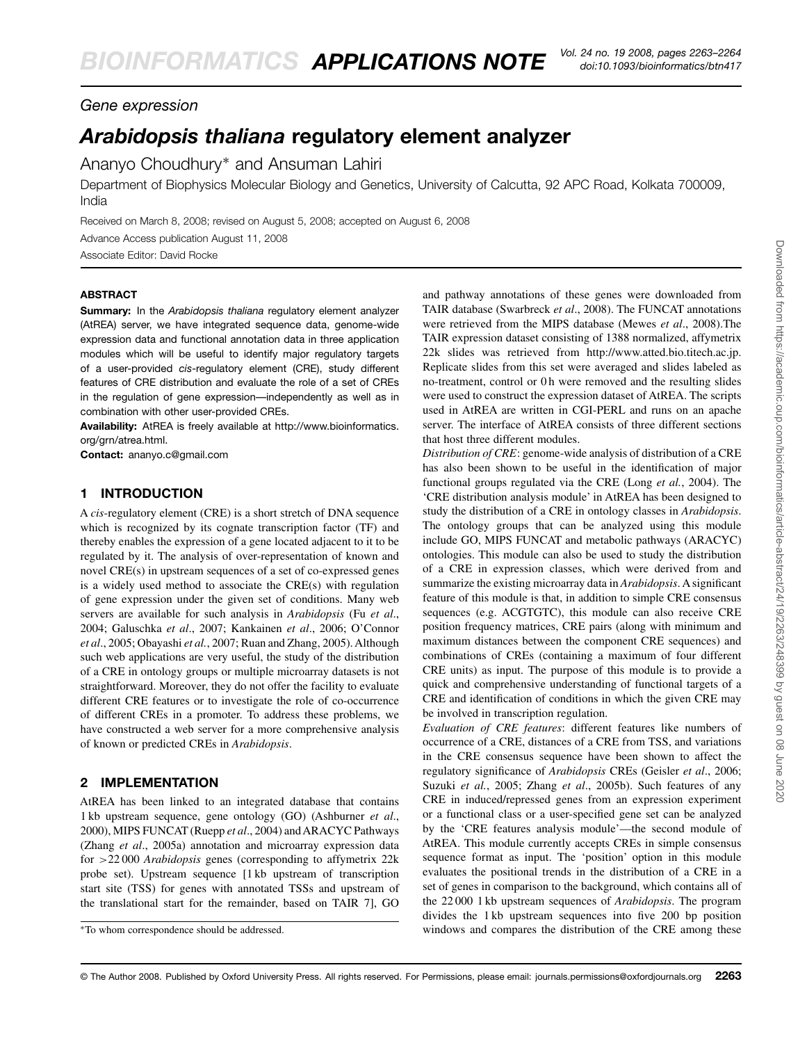Gene expression

# *Arabidopsis thaliana* regulatory element analyzer

Ananyo Choudhury* and Ansuman Lahiri

Department of Biophysics Molecular Biology and Genetics, University of Calcutta, 92 APC Road, Kolkata 700009, India

Received on March 8, 2008; revised on August 5, 2008; accepted on August 6, 2008

Advance Access publication August 11, 2008

Associate Editor: David Rocke

## ABSTRACT

**Summary:** In the *Arabidopsis thaliana* regulatory element analyzer (AtREA) server, we have integrated sequence data, genome-wide expression data and functional annotation data in three application modules which will be useful to identify major regulatory targets of a user-provided *cis*-regulatory element (CRE), study different features of CRE distribution and evaluate the role of a set of CREs in the regulation of gene expression—independently as well as in combination with other user-provided CREs.

**Availability:** AtREA is freely available at http://www.bioinformatics.org/grn/atrea.html.

**Contact:** ananyo.c@gmail.com

## 1 INTRODUCTION

A *cis*-regulatory element (CRE) is a short stretch of DNA sequence which is recognized by its cognate transcription factor (TF) and thereby enables the expression of a gene located adjacent to it to be regulated by it. The analysis of over-representation of known and novel CRE(s) in upstream sequences of a set of co-expressed genes is a widely used method to associate the CRE(s) with regulation of gene expression under the given set of conditions. Many web servers are available for such analysis in *Arabidopsis* (Fu *et al*., 2004; Galuschka *et al*., 2007; Kankainen *et al*., 2006; O'Connor *et al*., 2005; Obayashi *et al.*, 2007; Ruan and Zhang, 2005). Although such web applications are very useful, the study of the distribution of a CRE in ontology groups or multiple microarray datasets is not straightforward. Moreover, they do not offer the facility to evaluate different CRE features or to investigate the role of co-occurrence of different CREs in a promoter. To address these problems, we have constructed a web server for a more comprehensive analysis of known or predicted CREs in *Arabidopsis*.

## 2 IMPLEMENTATION

AtREA has been linked to an integrated database that contains 1 kb upstream sequence, gene ontology (GO) (Ashburner *et al*., 2000), MIPS FUNCAT (Ruepp *et al*., 2004) and ARACYC Pathways (Zhang *et al*., 2005a) annotation and microarray expression data for >22 000 *Arabidopsis* genes (corresponding to affymetrix 22k probe set). Upstream sequence [1 kb upstream of transcription start site (TSS) for genes with annotated TSSs and upstream of the translational start for the remainder, based on TAIR 7], GO and pathway annotations of these genes were downloaded from TAIR database (Swarbreck *et al*., 2008). The FUNCAT annotations were retrieved from the MIPS database (Mewes *et al*., 2008).The TAIR expression dataset consisting of 1388 normalized, affymetrix 22k slides was retrieved from http://www.atted.bio.titech.ac.jp. Replicate slides from this set were averaged and slides labeled as no-treatment, control or 0 h were removed and the resulting slides were used to construct the expression dataset of AtREA. The scripts used in AtREA are written in CGI-PERL and runs on an apache server. The interface of AtREA consists of three different sections that host three different modules.

*Distribution of CRE*: genome-wide analysis of distribution of a CRE has also been shown to be useful in the identification of major functional groups regulated via the CRE (Long *et al.*, 2004). The 'CRE distribution analysis module' in AtREA has been designed to study the distribution of a CRE in ontology classes in *Arabidopsis*. The ontology groups that can be analyzed using this module include GO, MIPS FUNCAT and metabolic pathways (ARACYC) ontologies. This module can also be used to study the distribution of a CRE in expression classes, which were derived from and summarize the existing microarray data in *Arabidopsis*. A significant feature of this module is that, in addition to simple CRE consensus sequences (e.g. ACGTGTC), this module can also receive CRE position frequency matrices, CRE pairs (along with minimum and maximum distances between the component CRE sequences) and combinations of CREs (containing a maximum of four different CRE units) as input. The purpose of this module is to provide a quick and comprehensive understanding of functional targets of a CRE and identification of conditions in which the given CRE may be involved in transcription regulation.

*Evaluation of CRE features*: different features like numbers of occurrence of a CRE, distances of a CRE from TSS, and variations in the CRE consensus sequence have been shown to affect the regulatory significance of *Arabidopsis* CREs (Geisler *et al*., 2006; Suzuki *et al.*, 2005; Zhang *et al*., 2005b). Such features of any CRE in induced/repressed genes from an expression experiment or a functional class or a user-specified gene set can be analyzed by the 'CRE features analysis module'—the second module of AtREA. This module currently accepts CREs in simple consensus sequence format as input. The 'position' option in this module evaluates the positional trends in the distribution of a CRE in a set of genes in comparison to the background, which contains all of the 22 000 1 kb upstream sequences of *Arabidopsis*. The program divides the 1 kb upstream sequences into five 200 bp position windows and compares the distribution of the CRE among these

*To whom correspondence should be addressed.

© The Author 2008. Published by Oxford University Press. All rights reserved. For Permissions, please email: journals.permissions@oxfordjournals.org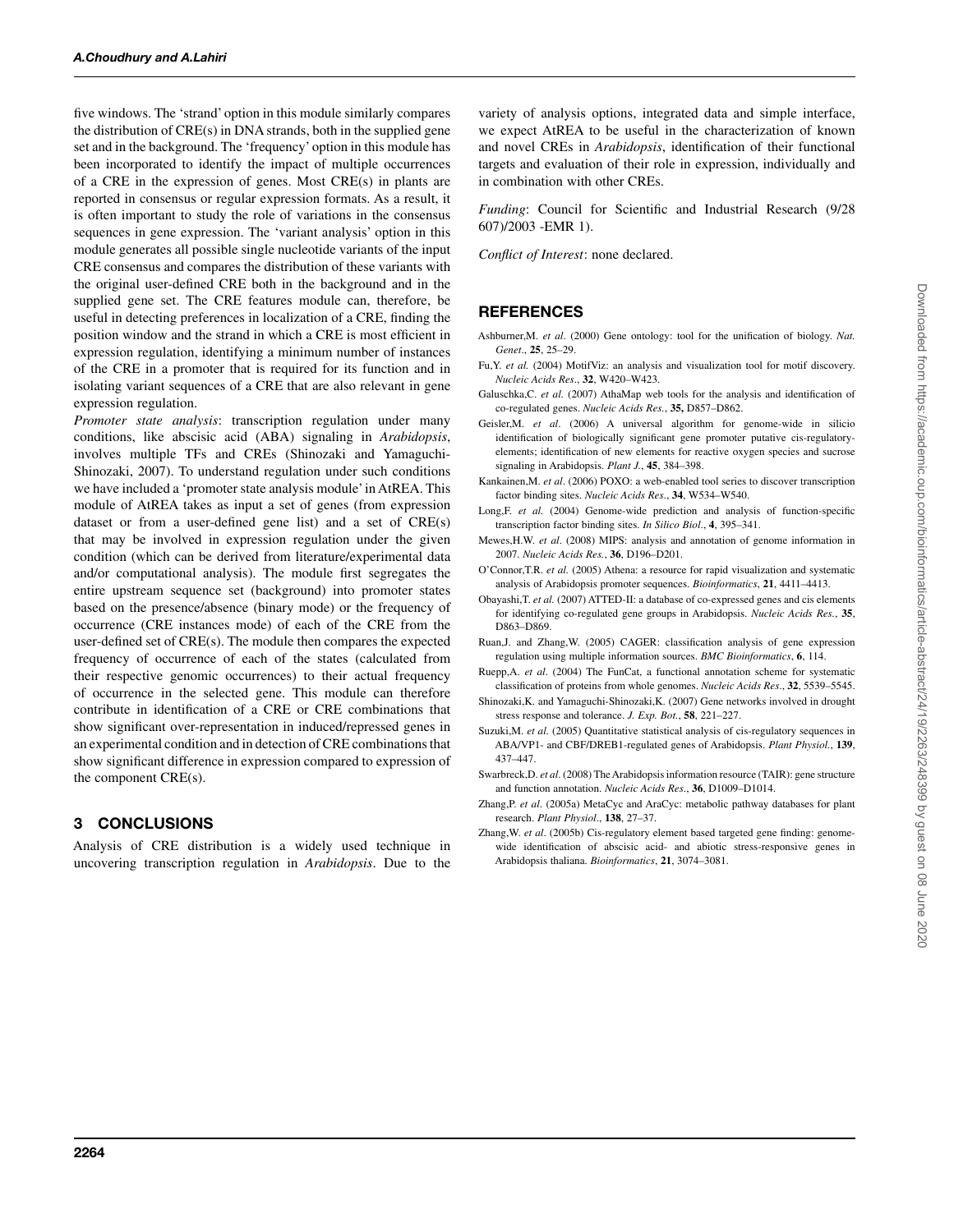five windows. The 'strand' option in this module similarly compares the distribution of CRE(s) in DNA strands, both in the supplied gene set and in the background. The 'frequency' option in this module has been incorporated to identify the impact of multiple occurrences of a CRE in the expression of genes. Most CRE(s) in plants are reported in consensus or regular expression formats. As a result, it is often important to study the role of variations in the consensus sequences in gene expression. The 'variant analysis' option in this module generates all possible single nucleotide variants of the input CRE consensus and compares the distribution of these variants with the original user-defined CRE both in the background and in the supplied gene set. The CRE features module can, therefore, be useful in detecting preferences in localization of a CRE, finding the position window and the strand in which a CRE is most efficient in expression regulation, identifying a minimum number of instances of the CRE in a promoter that is required for its function and in isolating variant sequences of a CRE that are also relevant in gene expression regulation.

*Promoter state analysis*: transcription regulation under many conditions, like abscisic acid (ABA) signaling in *Arabidopsis*, involves multiple TFs and CREs (Shinozaki and Yamaguchi-Shinozaki, 2007). To understand regulation under such conditions we have included a 'promoter state analysis module' in AtREA. This module of AtREA takes as input a set of genes (from expression dataset or from a user-defined gene list) and a set of CRE(s) that may be involved in expression regulation under the given condition (which can be derived from literature/experimental data and/or computational analysis). The module first segregates the entire upstream sequence set (background) into promoter states based on the presence/absence (binary mode) or the frequency of occurrence (CRE instances mode) of each of the CRE from the user-defined set of CRE(s). The module then compares the expected frequency of occurrence of each of the states (calculated from their respective genomic occurrences) to their actual frequency of occurrence in the selected gene. This module can therefore contribute in identification of a CRE or CRE combinations that show significant over-representation in induced/repressed genes in an experimental condition and in detection of CRE combinations that show significant difference in expression compared to expression of the component CRE(s).

## 3 CONCLUSIONS

Analysis of CRE distribution is a widely used technique in uncovering transcription regulation in *Arabidopsis*. Due to the variety of analysis options, integrated data and simple interface, we expect AtREA to be useful in the characterization of known and novel CREs in *Arabidopsis*, identification of their functional targets and evaluation of their role in expression, individually and in combination with other CREs.

*Funding*: Council for Scientific and Industrial Research (9/28 607)/2003 -EMR 1).

*Conflict of Interest*: none declared.

## REFERENCES

Ashburner,M. *et al*. (2000) Gene ontology: tool for the unification of biology. *Nat. Genet*., **25**, 25–29.

Fu,Y. *et al.* (2004) MotifViz: an analysis and visualization tool for motif discovery. *Nucleic Acids Res*., **32**, W420–W423.

Galuschka,C. *et al.* (2007) AthaMap web tools for the analysis and identification of co-regulated genes. *Nucleic Acids Res.*, **35,** D857–D862.

Geisler,M. *et al*. (2006) A universal algorithm for genome-wide in silicio identification of biologically significant gene promoter putative cis-regulatory-elements; identification of new elements for reactive oxygen species and sucrose signaling in Arabidopsis. *Plant J.*, **45**, 384–398.

Kankainen,M. *et al*. (2006) POXO: a web-enabled tool series to discover transcription factor binding sites. *Nucleic Acids Res*., **34**, W534–W540.

Long,F. *et al.* (2004) Genome-wide prediction and analysis of function-specific transcription factor binding sites. *In Silico Biol*., **4**, 395–341.

Mewes,H.W. *et al*. (2008) MIPS: analysis and annotation of genome information in 2007. *Nucleic Acids Res.*, **36**, D196–D201.

O'Connor,T.R. *et al.* (2005) Athena: a resource for rapid visualization and systematic analysis of Arabidopsis promoter sequences. *Bioinformatics*, **21**, 4411–4413.

Obayashi,T. *et al.* (2007) ATTED-II: a database of co-expressed genes and cis elements for identifying co-regulated gene groups in Arabidopsis. *Nucleic Acids Res.*, **35**, D863–D869.

Ruan,J. and Zhang,W. (2005) CAGER: classification analysis of gene expression regulation using multiple information sources. *BMC Bioinformatics*, **6**, 114.

Ruepp,A. *et al*. (2004) The FunCat, a functional annotation scheme for systematic classification of proteins from whole genomes. *Nucleic Acids Res*., **32**, 5539–5545.

Shinozaki,K. and Yamaguchi-Shinozaki,K. (2007) Gene networks involved in drought stress response and tolerance. *J. Exp. Bot.*, **58**, 221–227.

Suzuki,M. *et al.* (2005) Quantitative statistical analysis of cis-regulatory sequences in ABA/VP1- and CBF/DREB1-regulated genes of Arabidopsis. *Plant Physiol.*, **139**, 437–447.

Swarbreck,D. *et al*. (2008) The Arabidopsis information resource (TAIR): gene structure and function annotation. *Nucleic Acids Res*., **36**, D1009–D1014.

Zhang,P. *et al*. (2005a) MetaCyc and AraCyc: metabolic pathway databases for plant research. *Plant Physiol*., **138**, 27–37.

Zhang,W. *et al*. (2005b) Cis-regulatory element based targeted gene finding: genome-wide identification of abscisic acid- and abiotic stress-responsive genes in Arabidopsis thaliana. *Bioinformatics*, **21**, 3074–3081.